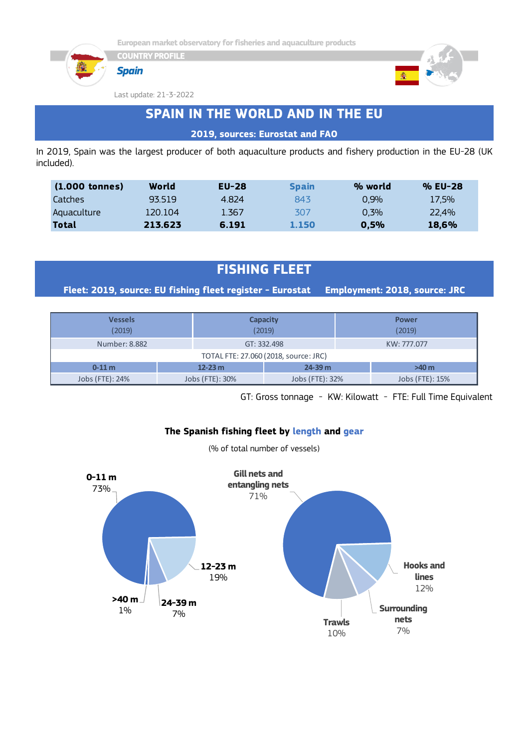European market observatory for fisheries and aquaculture products

COUNTRY PROFILE

*Spain*

Last update: 21-3-2022

# SPAIN IN THE WORLD AND IN THE EU

**2019, sources: Eurostat and FAO**

In 2019, Spain was the largest producer of both aquaculture products and fishery production in the EU-28 (UK included).

| (1.000 tonnes) | World | EU-28 | Spain | % world | % EU-28 |
|---|---|---|---|---|---|
| Catches | 93.519 | 4.824 | 843 | 0,9% | 17,5% |
| Aquaculture | 120.104 | 1.367 | 307 | 0,3% | 22,4% |
| **Total** | **213.623** | **6.191** | **1.150** | **0,5%** | **18,6%** |

# FISHING FLEET

**Fleet: 2019, source: EU fishing fleet register - Eurostat    Employment: 2018, source: JRC**

| Vessels (2019) | | Capacity (2019) | Power (2019) |
|---|---|---|---|
| Number: 8.882 | | GT: 332.498 | KW: 777.077 |
| TOTAL FTE: 27.060 (2018, source: JRC) | | | |
| 0-11 m | 12-23 m | 24-39 m | >40 m |
| Jobs (FTE): 24% | Jobs (FTE): 30% | Jobs (FTE): 32% | Jobs (FTE): 15% |

GT: Gross tonnage - KW: Kilowatt - FTE: Full Time Equivalent

**The Spanish fishing fleet by length and gear**

(% of total number of vessels)

| Length | % |
|---|---|
| 0-11 m | 73% |
| 12-23 m | 19% |
| 24-39 m | 7% |
| >40 m | 1% |

| Gear | % |
|---|---|
| Gill nets and entangling nets | 71% |
| Hooks and lines | 12% |
| Surrounding nets | 7% |
| Trawls | 10% |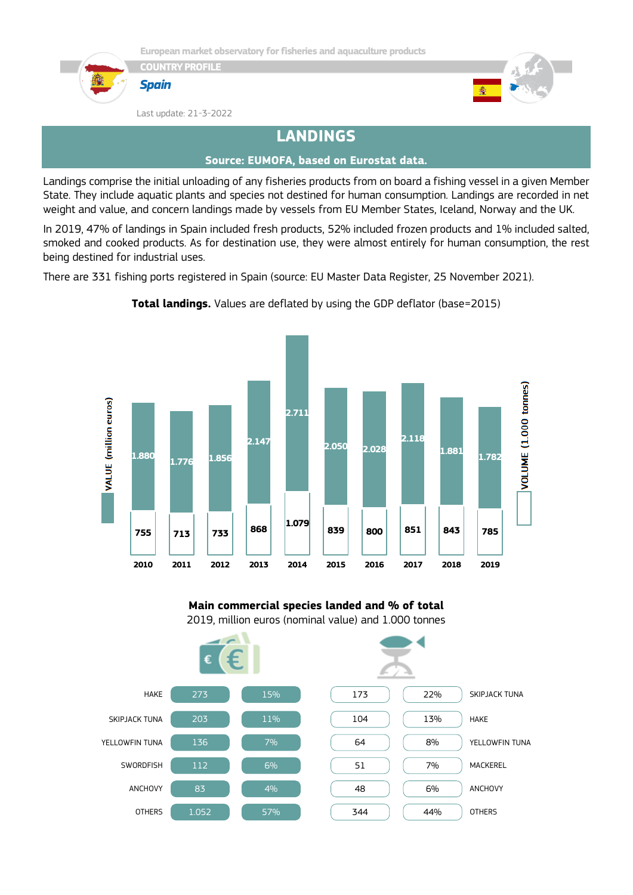## LANDINGS

**Source: EUMOFA, based on Eurostat data.**

Landings comprise the initial unloading of any fisheries products from on board a fishing vessel in a given Member State. They include aquatic plants and species not destined for human consumption. Landings are recorded in net weight and value, and concern landings made by vessels from EU Member States, Iceland, Norway and the UK.

In 2019, 47% of landings in Spain included fresh products, 52% included frozen products and 1% included salted, smoked and cooked products. As for destination use, they were almost entirely for human consumption, the rest being destined for industrial uses.

There are 331 fishing ports registered in Spain (source: EU Master Data Register, 25 November 2021).

**Total landings.** Values are deflated by using the GDP deflator (base=2015)

| Year | VALUE (million euros) | VOLUME (1.000 tonnes) |
|---|---|---|
| 2010 | 1.880 | 755 |
| 2011 | 1.776 | 713 |
| 2012 | 1.856 | 733 |
| 2013 | 2.147 | 868 |
| 2014 | 2.711 | 1.079 |
| 2015 | 2.050 | 839 |
| 2016 | 2.028 | 800 |
| 2017 | 2.118 | 851 |
| 2018 | 1.881 | 843 |
| 2019 | 1.782 | 785 |

**Main commercial species landed and % of total**
2019, million euros (nominal value) and 1.000 tonnes

| Species | Value | % |
|---|---|---|
| HAKE | 273 | 15% |
| SKIPJACK TUNA | 203 | 11% |
| YELLOWFIN TUNA | 136 | 7% |
| SWORDFISH | 112 | 6% |
| ANCHOVY | 83 | 4% |
| OTHERS | 1.052 | 57% |

| Volume | % | Species |
|---|---|---|
| 173 | 22% | SKIPJACK TUNA |
| 104 | 13% | HAKE |
| 64 | 8% | YELLOWFIN TUNA |
| 51 | 7% | MACKEREL |
| 48 | 6% | ANCHOVY |
| 344 | 44% | OTHERS |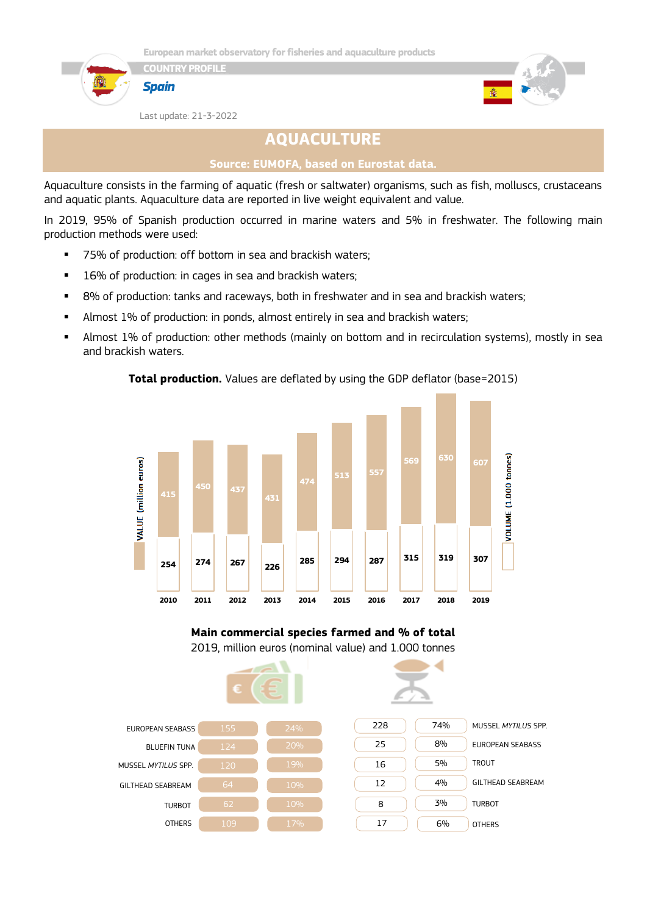# AQUACULTURE

**Source: EUMOFA, based on Eurostat data.**

Aquaculture consists in the farming of aquatic (fresh or saltwater) organisms, such as fish, molluscs, crustaceans and aquatic plants. Aquaculture data are reported in live weight equivalent and value.

In 2019, 95% of Spanish production occurred in marine waters and 5% in freshwater. The following main production methods were used:

- 75% of production: off bottom in sea and brackish waters;
- 16% of production: in cages in sea and brackish waters;
- 8% of production: tanks and raceways, both in freshwater and in sea and brackish waters;
- Almost 1% of production: in ponds, almost entirely in sea and brackish waters;
- Almost 1% of production: other methods (mainly on bottom and in recirculation systems), mostly in sea and brackish waters.

**Total production.** Values are deflated by using the GDP deflator (base=2015)

| Year | VALUE (million euros) | VOLUME (1.000 tonnes) |
|---|---|---|
| 2010 | 415 | 254 |
| 2011 | 450 | 274 |
| 2012 | 437 | 267 |
| 2013 | 431 | 226 |
| 2014 | 474 | 285 |
| 2015 | 513 | 294 |
| 2016 | 557 | 287 |
| 2017 | 569 | 315 |
| 2018 | 630 | 319 |
| 2019 | 607 | 307 |

**Main commercial species farmed and % of total**

2019, million euros (nominal value) and 1.000 tonnes

| Species | Value (million euros) | % |
|---|---|---|
| EUROPEAN SEABASS | 155 | 24% |
| BLUEFIN TUNA | 124 | 20% |
| MUSSEL *MYTILUS* SPP. | 120 | 19% |
| GILTHEAD SEABREAM | 64 | 10% |
| TURBOT | 62 | 10% |
| OTHERS | 109 | 17% |

| Volume (1.000 tonnes) | % | Species |
|---|---|---|
| 228 | 74% | MUSSEL *MYTILUS* SPP. |
| 25 | 8% | EUROPEAN SEABASS |
| 16 | 5% | TROUT |
| 12 | 4% | GILTHEAD SEABREAM |
| 8 | 3% | TURBOT |
| 17 | 6% | OTHERS |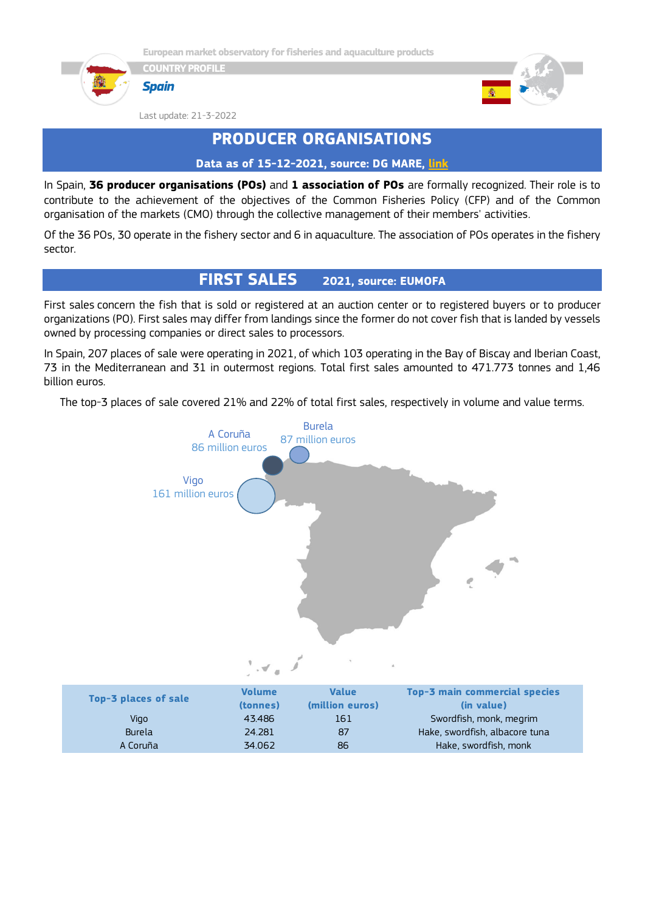## PRODUCER ORGANISATIONS

**Data as of 15-12-2021, source: DG MARE, link**

In Spain, **36 producer organisations (POs)** and **1 association of POs** are formally recognized. Their role is to contribute to the achievement of the objectives of the Common Fisheries Policy (CFP) and of the Common organisation of the markets (CMO) through the collective management of their members' activities.

Of the 36 POs, 30 operate in the fishery sector and 6 in aquaculture. The association of POs operates in the fishery sector.

## FIRST SALES 2021, source: EUMOFA

First sales concern the fish that is sold or registered at an auction center or to registered buyers or to producer organizations (PO). First sales may differ from landings since the former do not cover fish that is landed by vessels owned by processing companies or direct sales to processors.

In Spain, 207 places of sale were operating in 2021, of which 103 operating in the Bay of Biscay and Iberian Coast, 73 in the Mediterranean and 31 in outermost regions. Total first sales amounted to 471.773 tonnes and 1,46 billion euros.

The top-3 places of sale covered 21% and 22% of total first sales, respectively in volume and value terms.

A Coruña
86 million euros

Burela
87 million euros

Vigo
161 million euros

| Top-3 places of sale | Volume (tonnes) | Value (million euros) | Top-3 main commercial species (in value) |
|---|---|---|---|
| Vigo | 43.486 | 161 | Swordfish, monk, megrim |
| Burela | 24.281 | 87 | Hake, swordfish, albacore tuna |
| A Coruña | 34.062 | 86 | Hake, swordfish, monk |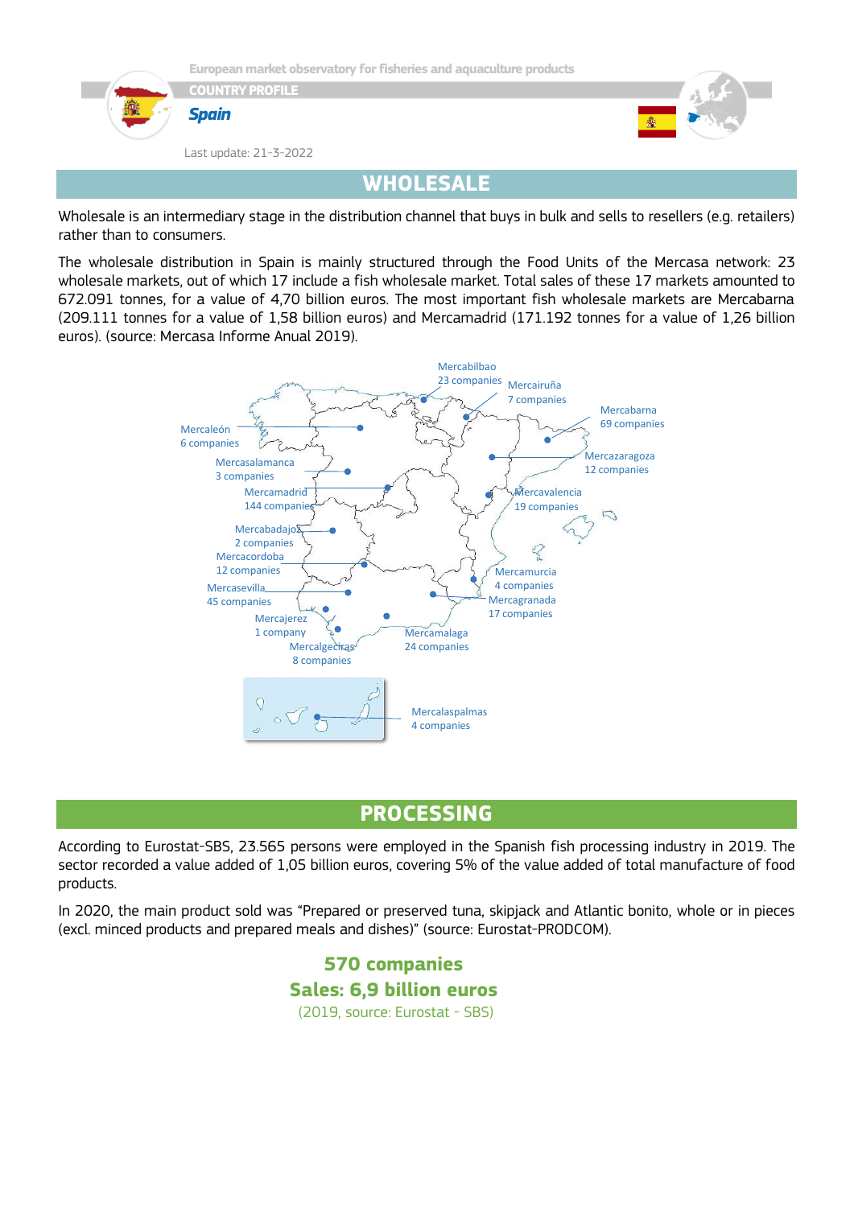## WHOLESALE

Wholesale is an intermediary stage in the distribution channel that buys in bulk and sells to resellers (e.g. retailers) rather than to consumers.

The wholesale distribution in Spain is mainly structured through the Food Units of the Mercasa network: 23 wholesale markets, out of which 17 include a fish wholesale market. Total sales of these 17 markets amounted to 672.091 tonnes, for a value of 4,70 billion euros. The most important fish wholesale markets are Mercabarna (209.111 tonnes for a value of 1,58 billion euros) and Mercamadrid (171.192 tonnes for a value of 1,26 billion euros). (source: Mercasa Informe Anual 2019).

Mercabilbao 23 companies
Mercairuña 7 companies
Mercabarna 69 companies
Mercaleón 6 companies
Mercazaragoza 12 companies
Mercasalamanca 3 companies
Mercamadrid 144 companies
Mercavalencia 19 companies
Mercabadajoz 2 companies
Mercacordoba 12 companies
Mercamurcia 4 companies
Mercasevilla 45 companies
Mercagranada 17 companies
Mercajerez 1 company
Mercamalaga 24 companies
Mercalgeciras 8 companies
Mercalaspalmas 4 companies

## PROCESSING

According to Eurostat-SBS, 23.565 persons were employed in the Spanish fish processing industry in 2019. The sector recorded a value added of 1,05 billion euros, covering 5% of the value added of total manufacture of food products.

In 2020, the main product sold was "Prepared or preserved tuna, skipjack and Atlantic bonito, whole or in pieces (excl. minced products and prepared meals and dishes)" (source: Eurostat-PRODCOM).

**570 companies**
**Sales: 6,9 billion euros**
(2019, source: Eurostat - SBS)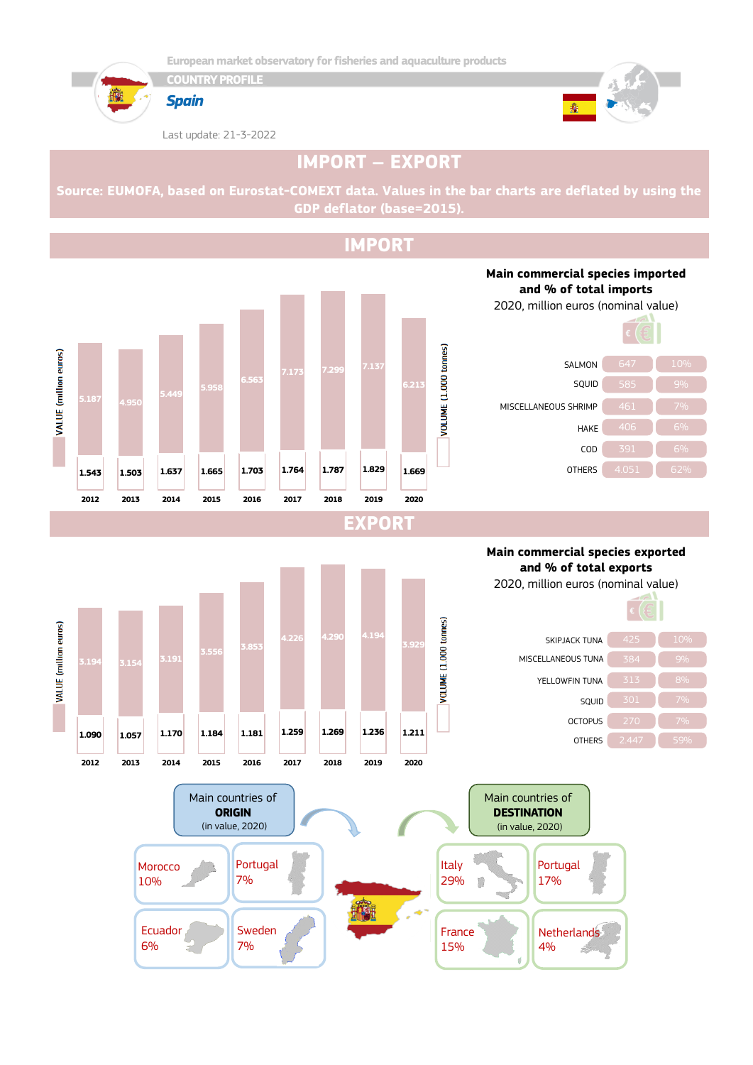European market observatory for fisheries and aquaculture products

COUNTRY PROFILE

**Spain**

Last update: 21-3-2022

# IMPORT – EXPORT

**Source: EUMOFA, based on Eurostat-COMEXT data. Values in the bar charts are deflated by using the GDP deflator (base=2015).**

## IMPORT

| Year | VALUE (million euros) | VOLUME (1.000 tonnes) |
|---|---|---|
| 2012 | 5.187 | 1.543 |
| 2013 | 4.950 | 1.503 |
| 2014 | 5.449 | 1.637 |
| 2015 | 5.958 | 1.665 |
| 2016 | 6.563 | 1.703 |
| 2017 | 7.173 | 1.764 |
| 2018 | 7.299 | 1.787 |
| 2019 | 7.137 | 1.829 |
| 2020 | 6.213 | 1.669 |

**Main commercial species imported and % of total imports**
2020, million euros (nominal value)

| Species | Value | % |
|---|---|---|
| SALMON | 647 | 10% |
| SQUID | 585 | 9% |
| MISCELLANEOUS SHRIMP | 461 | 7% |
| HAKE | 406 | 6% |
| COD | 391 | 6% |
| OTHERS | 4.051 | 62% |

## EXPORT

| Year | VALUE (million euros) | VOLUME (1.000 tonnes) |
|---|---|---|
| 2012 | 3.194 | 1.090 |
| 2013 | 3.154 | 1.057 |
| 2014 | 3.191 | 1.170 |
| 2015 | 3.556 | 1.184 |
| 2016 | 3.853 | 1.181 |
| 2017 | 4.226 | 1.259 |
| 2018 | 4.290 | 1.269 |
| 2019 | 4.194 | 1.236 |
| 2020 | 3.929 | 1.211 |

**Main commercial species exported and % of total exports**
2020, million euros (nominal value)

| Species | Value | % |
|---|---|---|
| SKIPJACK TUNA | 425 | 10% |
| MISCELLANEOUS TUNA | 384 | 9% |
| YELLOWFIN TUNA | 313 | 8% |
| SQUID | 301 | 7% |
| OCTOPUS | 270 | 7% |
| OTHERS | 2.447 | 59% |

Main countries of **ORIGIN** (in value, 2020)

| Country | % |
|---|---|
| Morocco | 10% |
| Portugal | 7% |
| Ecuador | 6% |
| Sweden | 7% |

Main countries of **DESTINATION** (in value, 2020)

| Country | % |
|---|---|
| Italy | 29% |
| Portugal | 17% |
| France | 15% |
| Netherlands | 4% |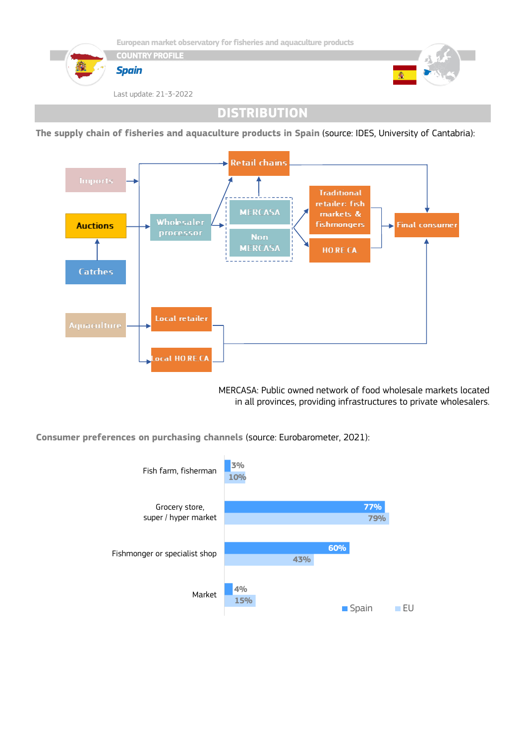## DISTRIBUTION

**The supply chain of fisheries and aquaculture products in Spain** (source: IDES, University of Cantabria):

Imports → Retail chains / Wholesaler processor

Catches → Auctions → Wholesaler processor

Wholesaler processor → Retail chains; MERCASA / Non MERCASA

MERCASA / Non MERCASA → Retail chains; Traditional retailer: fish markets & fishmongers; HORECA

Retail chains; Traditional retailer: fish markets & fishmongers; HORECA → Final consumer

Aquaculture → Local retailer; Local HORECA → Final consumer

MERCASA: Public owned network of food wholesale markets located in all provinces, providing infrastructures to private wholesalers.

**Consumer preferences on purchasing channels** (source: Eurobarometer, 2021):

| | Spain | EU |
|---|---|---|
| Fish farm, fisherman | 3% | 10% |
| Grocery store, super / hyper market | 77% | 79% |
| Fishmonger or specialist shop | 60% | 43% |
| Market | 4% | 15% |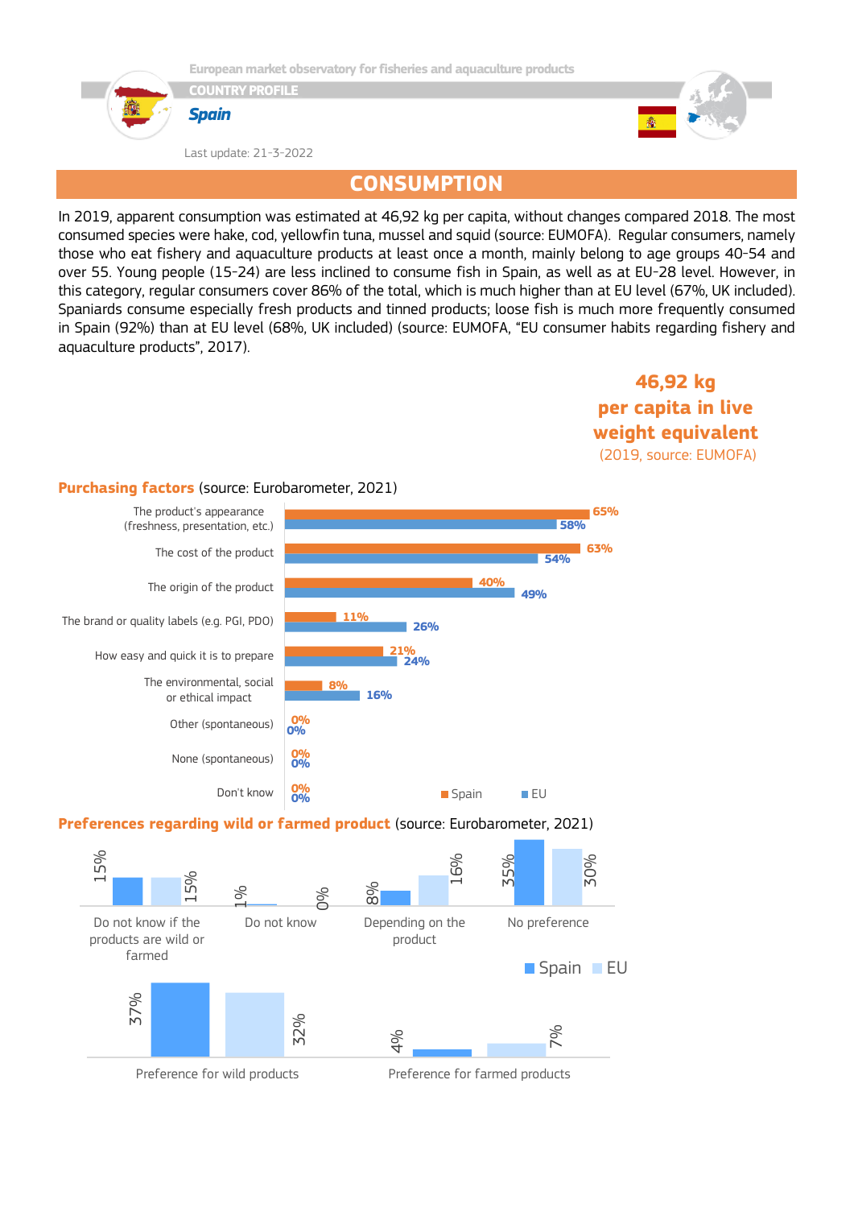European market observatory for fisheries and aquaculture products

COUNTRY PROFILE

**Spain**

Last update: 21-3-2022

# CONSUMPTION

In 2019, apparent consumption was estimated at 46,92 kg per capita, without changes compared 2018. The most consumed species were hake, cod, yellowfin tuna, mussel and squid (source: EUMOFA). Regular consumers, namely those who eat fishery and aquaculture products at least once a month, mainly belong to age groups 40-54 and over 55. Young people (15-24) are less inclined to consume fish in Spain, as well as at EU-28 level. However, in this category, regular consumers cover 86% of the total, which is much higher than at EU level (67%, UK included). Spaniards consume especially fresh products and tinned products; loose fish is much more frequently consumed in Spain (92%) than at EU level (68%, UK included) (source: EUMOFA, "EU consumer habits regarding fishery and aquaculture products", 2017).

**46,92 kg per capita in live weight equivalent**
(2019, source: EUMOFA)

## Purchasing factors (source: Eurobarometer, 2021)

| Factor | Spain | EU |
|---|---|---|
| The product's appearance (freshness, presentation, etc.) | 65% | 58% |
| The cost of the product | 63% | 54% |
| The origin of the product | 40% | 49% |
| The brand or quality labels (e.g. PGI, PDO) | 11% | 26% |
| How easy and quick it is to prepare | 21% | 24% |
| The environmental, social or ethical impact | 8% | 16% |
| Other (spontaneous) | 0% | 0% |
| None (spontaneous) | 0% | 0% |
| Don't know | 0% | 0% |

## Preferences regarding wild or farmed product (source: Eurobarometer, 2021)

| Preference | Spain | EU |
|---|---|---|
| Do not know if the products are wild or farmed | 15% | 15% |
| Do not know | 1% | 0% |
| Depending on the product | 8% | 16% |
| No preference | 35% | 30% |
| Preference for wild products | 37% | 32% |
| Preference for farmed products | 4% | 7% |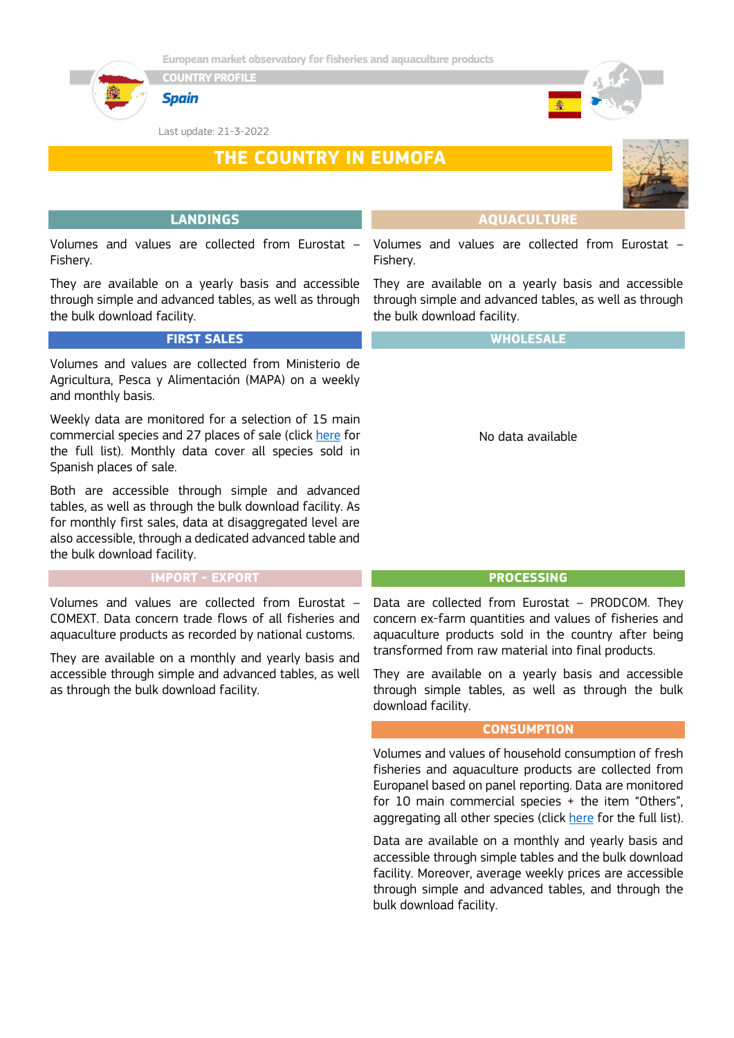European market observatory for fisheries and aquaculture products

COUNTRY PROFILE

***Spain***

Last update: 21-3-2022

# THE COUNTRY IN EUMOFA

## LANDINGS

Volumes and values are collected from Eurostat – Fishery.

They are available on a yearly basis and accessible through simple and advanced tables, as well as through the bulk download facility.

## FIRST SALES

Volumes and values are collected from Ministerio de Agricultura, Pesca y Alimentación (MAPA) on a weekly and monthly basis.

Weekly data are monitored for a selection of 15 main commercial species and 27 places of sale (click here for the full list). Monthly data cover all species sold in Spanish places of sale.

Both are accessible through simple and advanced tables, as well as through the bulk download facility. As for monthly first sales, data at disaggregated level are also accessible, through a dedicated advanced table and the bulk download facility.

## IMPORT – EXPORT

Volumes and values are collected from Eurostat – COMEXT. Data concern trade flows of all fisheries and aquaculture products as recorded by national customs.

They are available on a monthly and yearly basis and accessible through simple and advanced tables, as well as through the bulk download facility.

## AQUACULTURE

Volumes and values are collected from Eurostat – Fishery.

They are available on a yearly basis and accessible through simple and advanced tables, as well as through the bulk download facility.

## WHOLESALE

No data available

## PROCESSING

Data are collected from Eurostat – PRODCOM. They concern ex-farm quantities and values of fisheries and aquaculture products sold in the country after being transformed from raw material into final products.

They are available on a yearly basis and accessible through simple tables, as well as through the bulk download facility.

## CONSUMPTION

Volumes and values of household consumption of fresh fisheries and aquaculture products are collected from Europanel based on panel reporting. Data are monitored for 10 main commercial species + the item "Others", aggregating all other species (click here for the full list).

Data are available on a monthly and yearly basis and accessible through simple tables and the bulk download facility. Moreover, average weekly prices are accessible through simple and advanced tables, and through the bulk download facility.